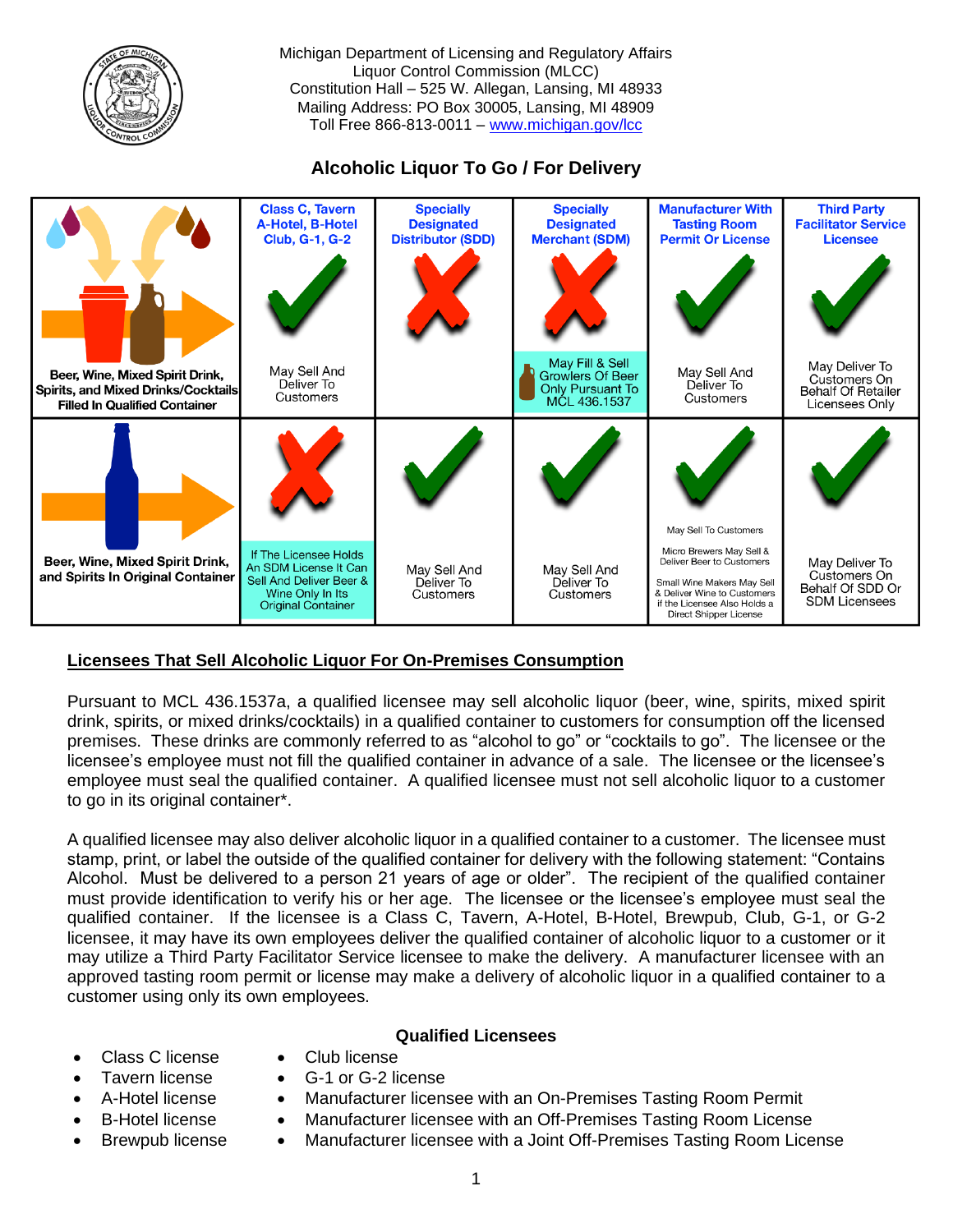Michigan Department of Licensing and Regulatory Affairs
Liquor Control Commission (MLCC)
Constitution Hall – 525 W. Allegan, Lansing, MI 48933
Mailing Address: PO Box 30005, Lansing, MI 48909
Toll Free 866-813-0011 – www.michigan.gov/lcc

## Alcoholic Liquor To Go / For Delivery

| | Class C, Tavern A-Hotel, B-Hotel Club, G-1, G-2 | Specially Designated Distributor (SDD) | Specially Designated Merchant (SDM) | Manufacturer With Tasting Room Permit Or License | Third Party Facilitator Service Licensee |
|---|---|---|---|---|---|
| **Beer, Wine, Mixed Spirit Drink, Spirits, and Mixed Drinks/Cocktails Filled In Qualified Container** | ✓ May Sell And Deliver To Customers | ✗ | ✗ May Fill & Sell Growlers Of Beer Only Pursuant To MCL 436.1537 | ✓ May Sell And Deliver To Customers | ✓ May Deliver To Customers On Behalf Of Retailer Licensees Only |
| **Beer, Wine, Mixed Spirit Drink, and Spirits In Original Container** | ✗ If The Licensee Holds An SDM License It Can Sell And Deliver Beer & Wine Only In Its Original Container | ✓ May Sell And Deliver To Customers | ✓ May Sell And Deliver To Customers | ✓ May Sell To Customers<br>Micro Brewers May Sell & Deliver Beer to Customers<br>Small Wine Makers May Sell & Deliver Wine to Customers if the Licensee Also Holds a Direct Shipper License | ✓ May Deliver To Customers On Behalf Of SDD Or SDM Licensees |

### Licensees That Sell Alcoholic Liquor For On-Premises Consumption

Pursuant to MCL 436.1537a, a qualified licensee may sell alcoholic liquor (beer, wine, spirits, mixed spirit drink, spirits, or mixed drinks/cocktails) in a qualified container to customers for consumption off the licensed premises. These drinks are commonly referred to as "alcohol to go" or "cocktails to go". The licensee or the licensee's employee must not fill the qualified container in advance of a sale. The licensee or the licensee's employee must seal the qualified container. A qualified licensee must not sell alcoholic liquor to a customer to go in its original container*.

A qualified licensee may also deliver alcoholic liquor in a qualified container to a customer. The licensee must stamp, print, or label the outside of the qualified container for delivery with the following statement: "Contains Alcohol. Must be delivered to a person 21 years of age or older". The recipient of the qualified container must provide identification to verify his or her age. The licensee or the licensee's employee must seal the qualified container. If the licensee is a Class C, Tavern, A-Hotel, B-Hotel, Brewpub, Club, G-1, or G-2 licensee, it may have its own employees deliver the qualified container of alcoholic liquor to a customer or it may utilize a Third Party Facilitator Service licensee to make the delivery. A manufacturer licensee with an approved tasting room permit or license may make a delivery of alcoholic liquor in a qualified container to a customer using only its own employees.

**Qualified Licensees**

- Class C license
- Tavern license
- A-Hotel license
- B-Hotel license
- Brewpub license
- Club license
- G-1 or G-2 license
- Manufacturer licensee with an On-Premises Tasting Room Permit
- Manufacturer licensee with an Off-Premises Tasting Room License
- Manufacturer licensee with a Joint Off-Premises Tasting Room License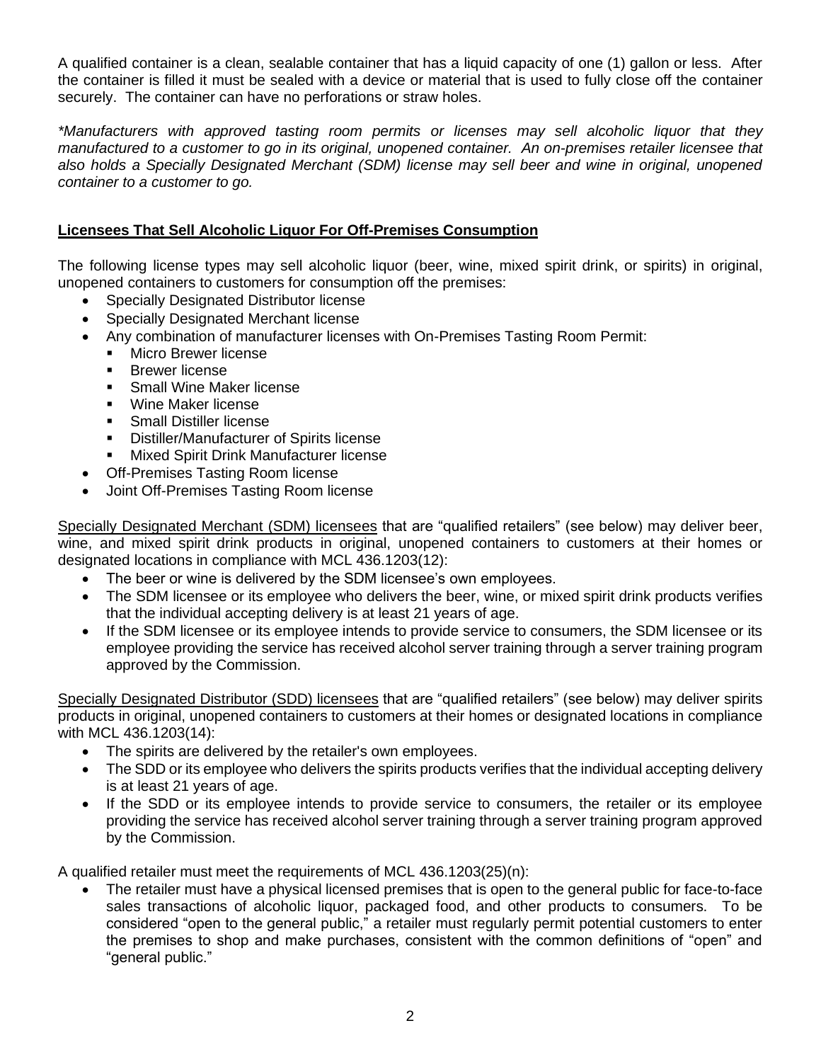A qualified container is a clean, sealable container that has a liquid capacity of one (1) gallon or less. After the container is filled it must be sealed with a device or material that is used to fully close off the container securely. The container can have no perforations or straw holes.

*\*Manufacturers with approved tasting room permits or licenses may sell alcoholic liquor that they manufactured to a customer to go in its original, unopened container. An on-premises retailer licensee that also holds a Specially Designated Merchant (SDM) license may sell beer and wine in original, unopened container to a customer to go.*

**Licensees That Sell Alcoholic Liquor For Off-Premises Consumption**

The following license types may sell alcoholic liquor (beer, wine, mixed spirit drink, or spirits) in original, unopened containers to customers for consumption off the premises:

- Specially Designated Distributor license
- Specially Designated Merchant license
- Any combination of manufacturer licenses with On-Premises Tasting Room Permit:
  - Micro Brewer license
  - Brewer license
  - Small Wine Maker license
  - Wine Maker license
  - Small Distiller license
  - Distiller/Manufacturer of Spirits license
  - Mixed Spirit Drink Manufacturer license
- Off-Premises Tasting Room license
- Joint Off-Premises Tasting Room license

Specially Designated Merchant (SDM) licensees that are "qualified retailers" (see below) may deliver beer, wine, and mixed spirit drink products in original, unopened containers to customers at their homes or designated locations in compliance with MCL 436.1203(12):

- The beer or wine is delivered by the SDM licensee's own employees.
- The SDM licensee or its employee who delivers the beer, wine, or mixed spirit drink products verifies that the individual accepting delivery is at least 21 years of age.
- If the SDM licensee or its employee intends to provide service to consumers, the SDM licensee or its employee providing the service has received alcohol server training through a server training program approved by the Commission.

Specially Designated Distributor (SDD) licensees that are "qualified retailers" (see below) may deliver spirits products in original, unopened containers to customers at their homes or designated locations in compliance with MCL 436.1203(14):

- The spirits are delivered by the retailer's own employees.
- The SDD or its employee who delivers the spirits products verifies that the individual accepting delivery is at least 21 years of age.
- If the SDD or its employee intends to provide service to consumers, the retailer or its employee providing the service has received alcohol server training through a server training program approved by the Commission.

A qualified retailer must meet the requirements of MCL 436.1203(25)(n):

- The retailer must have a physical licensed premises that is open to the general public for face-to-face sales transactions of alcoholic liquor, packaged food, and other products to consumers. To be considered "open to the general public," a retailer must regularly permit potential customers to enter the premises to shop and make purchases, consistent with the common definitions of "open" and "general public."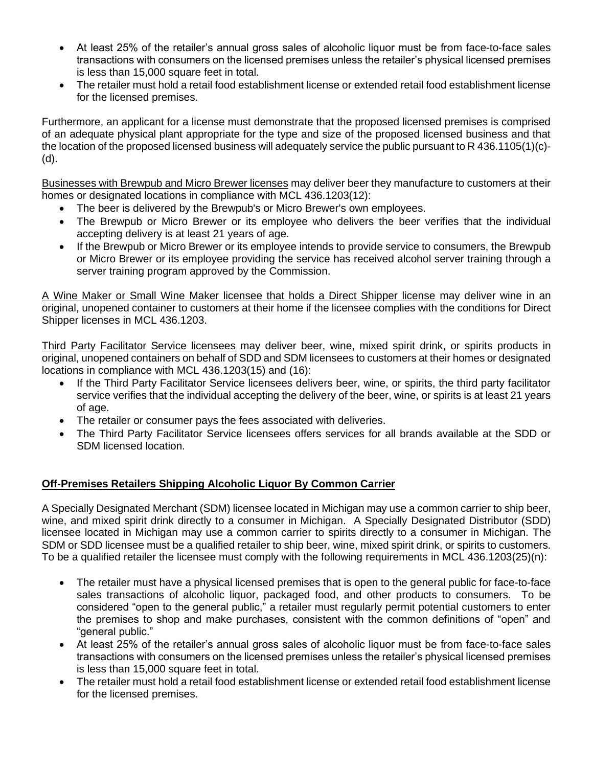- At least 25% of the retailer's annual gross sales of alcoholic liquor must be from face-to-face sales transactions with consumers on the licensed premises unless the retailer's physical licensed premises is less than 15,000 square feet in total.
- The retailer must hold a retail food establishment license or extended retail food establishment license for the licensed premises.

Furthermore, an applicant for a license must demonstrate that the proposed licensed premises is comprised of an adequate physical plant appropriate for the type and size of the proposed licensed business and that the location of the proposed licensed business will adequately service the public pursuant to R 436.1105(1)(c)-(d).

Businesses with Brewpub and Micro Brewer licenses may deliver beer they manufacture to customers at their homes or designated locations in compliance with MCL 436.1203(12):

- The beer is delivered by the Brewpub's or Micro Brewer's own employees.
- The Brewpub or Micro Brewer or its employee who delivers the beer verifies that the individual accepting delivery is at least 21 years of age.
- If the Brewpub or Micro Brewer or its employee intends to provide service to consumers, the Brewpub or Micro Brewer or its employee providing the service has received alcohol server training through a server training program approved by the Commission.

A Wine Maker or Small Wine Maker licensee that holds a Direct Shipper license may deliver wine in an original, unopened container to customers at their home if the licensee complies with the conditions for Direct Shipper licenses in MCL 436.1203.

Third Party Facilitator Service licensees may deliver beer, wine, mixed spirit drink, or spirits products in original, unopened containers on behalf of SDD and SDM licensees to customers at their homes or designated locations in compliance with MCL 436.1203(15) and (16):

- If the Third Party Facilitator Service licensees delivers beer, wine, or spirits, the third party facilitator service verifies that the individual accepting the delivery of the beer, wine, or spirits is at least 21 years of age.
- The retailer or consumer pays the fees associated with deliveries.
- The Third Party Facilitator Service licensees offers services for all brands available at the SDD or SDM licensed location.

**Off-Premises Retailers Shipping Alcoholic Liquor By Common Carrier**

A Specially Designated Merchant (SDM) licensee located in Michigan may use a common carrier to ship beer, wine, and mixed spirit drink directly to a consumer in Michigan. A Specially Designated Distributor (SDD) licensee located in Michigan may use a common carrier to spirits directly to a consumer in Michigan. The SDM or SDD licensee must be a qualified retailer to ship beer, wine, mixed spirit drink, or spirits to customers. To be a qualified retailer the licensee must comply with the following requirements in MCL 436.1203(25)(n):

- The retailer must have a physical licensed premises that is open to the general public for face-to-face sales transactions of alcoholic liquor, packaged food, and other products to consumers. To be considered "open to the general public," a retailer must regularly permit potential customers to enter the premises to shop and make purchases, consistent with the common definitions of "open" and "general public."
- At least 25% of the retailer's annual gross sales of alcoholic liquor must be from face-to-face sales transactions with consumers on the licensed premises unless the retailer's physical licensed premises is less than 15,000 square feet in total.
- The retailer must hold a retail food establishment license or extended retail food establishment license for the licensed premises.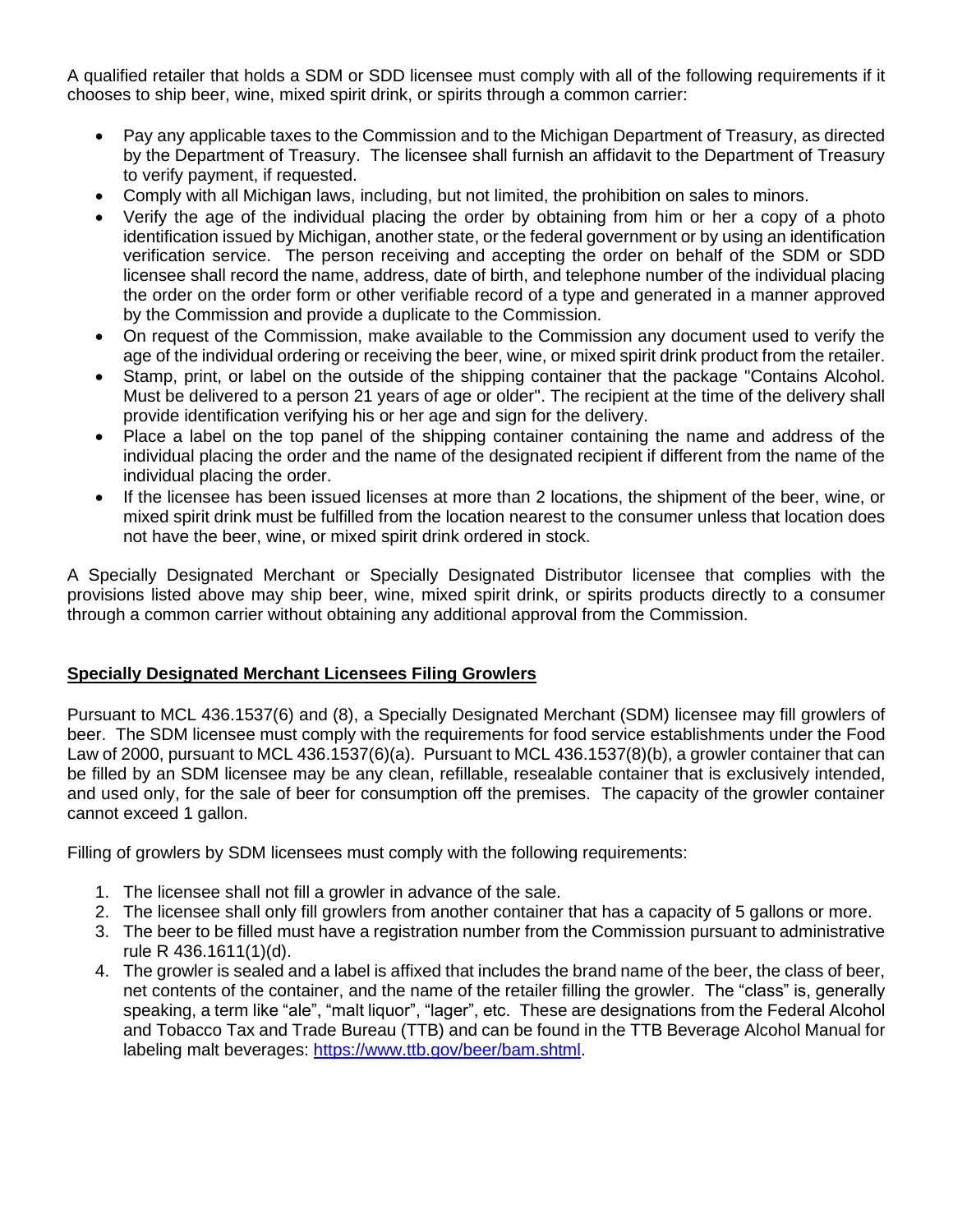A qualified retailer that holds a SDM or SDD licensee must comply with all of the following requirements if it chooses to ship beer, wine, mixed spirit drink, or spirits through a common carrier:

- Pay any applicable taxes to the Commission and to the Michigan Department of Treasury, as directed by the Department of Treasury. The licensee shall furnish an affidavit to the Department of Treasury to verify payment, if requested.
- Comply with all Michigan laws, including, but not limited, the prohibition on sales to minors.
- Verify the age of the individual placing the order by obtaining from him or her a copy of a photo identification issued by Michigan, another state, or the federal government or by using an identification verification service. The person receiving and accepting the order on behalf of the SDM or SDD licensee shall record the name, address, date of birth, and telephone number of the individual placing the order on the order form or other verifiable record of a type and generated in a manner approved by the Commission and provide a duplicate to the Commission.
- On request of the Commission, make available to the Commission any document used to verify the age of the individual ordering or receiving the beer, wine, or mixed spirit drink product from the retailer.
- Stamp, print, or label on the outside of the shipping container that the package "Contains Alcohol. Must be delivered to a person 21 years of age or older". The recipient at the time of the delivery shall provide identification verifying his or her age and sign for the delivery.
- Place a label on the top panel of the shipping container containing the name and address of the individual placing the order and the name of the designated recipient if different from the name of the individual placing the order.
- If the licensee has been issued licenses at more than 2 locations, the shipment of the beer, wine, or mixed spirit drink must be fulfilled from the location nearest to the consumer unless that location does not have the beer, wine, or mixed spirit drink ordered in stock.

A Specially Designated Merchant or Specially Designated Distributor licensee that complies with the provisions listed above may ship beer, wine, mixed spirit drink, or spirits products directly to a consumer through a common carrier without obtaining any additional approval from the Commission.

## Specially Designated Merchant Licensees Filing Growlers

Pursuant to MCL 436.1537(6) and (8), a Specially Designated Merchant (SDM) licensee may fill growlers of beer. The SDM licensee must comply with the requirements for food service establishments under the Food Law of 2000, pursuant to MCL 436.1537(6)(a). Pursuant to MCL 436.1537(8)(b), a growler container that can be filled by an SDM licensee may be any clean, refillable, resealable container that is exclusively intended, and used only, for the sale of beer for consumption off the premises. The capacity of the growler container cannot exceed 1 gallon.

Filling of growlers by SDM licensees must comply with the following requirements:

1. The licensee shall not fill a growler in advance of the sale.
2. The licensee shall only fill growlers from another container that has a capacity of 5 gallons or more.
3. The beer to be filled must have a registration number from the Commission pursuant to administrative rule R 436.1611(1)(d).
4. The growler is sealed and a label is affixed that includes the brand name of the beer, the class of beer, net contents of the container, and the name of the retailer filling the growler. The "class" is, generally speaking, a term like "ale", "malt liquor", "lager", etc. These are designations from the Federal Alcohol and Tobacco Tax and Trade Bureau (TTB) and can be found in the TTB Beverage Alcohol Manual for labeling malt beverages: [https://www.ttb.gov/beer/bam.shtml](https://www.ttb.gov/beer/bam.shtml).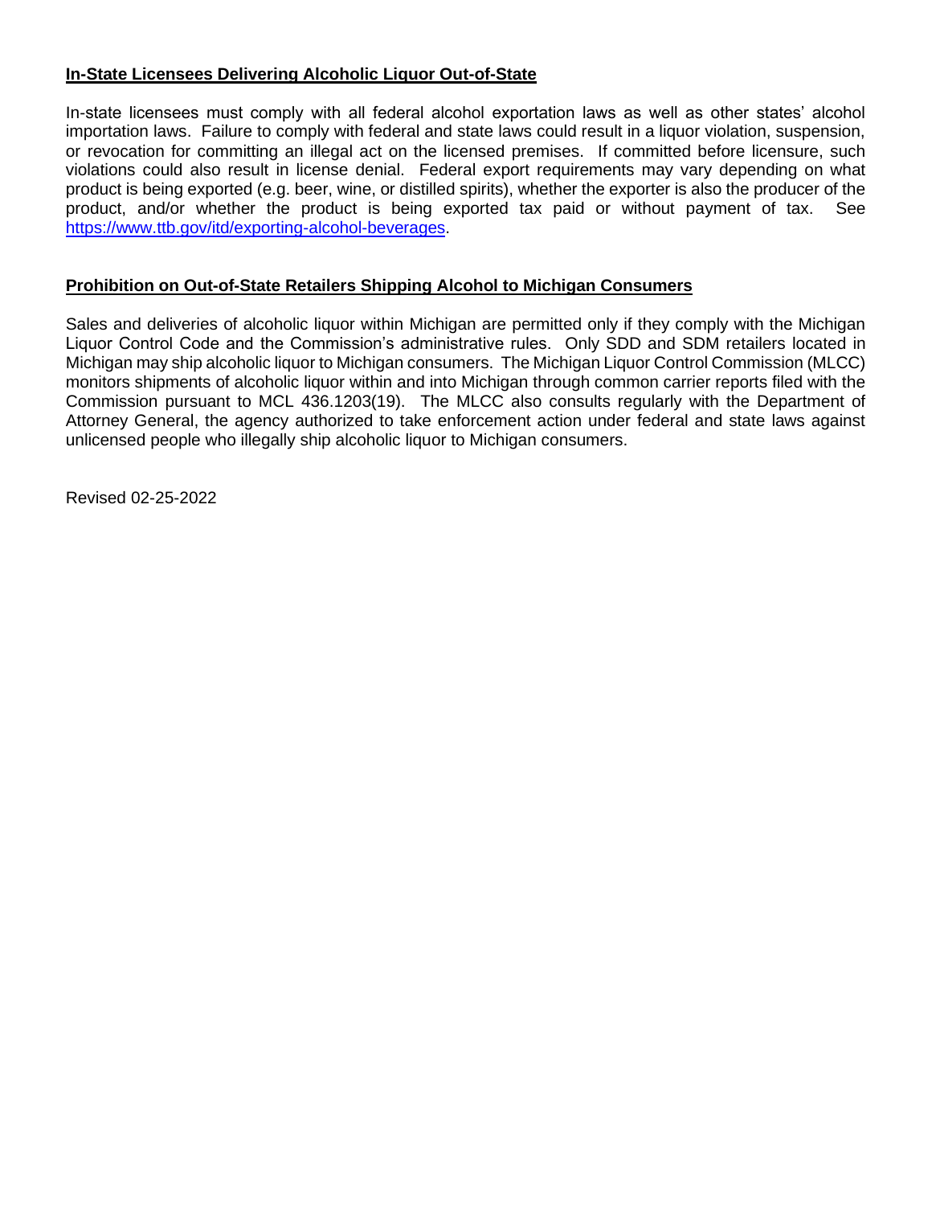## In-State Licensees Delivering Alcoholic Liquor Out-of-State

In-state licensees must comply with all federal alcohol exportation laws as well as other states' alcohol importation laws. Failure to comply with federal and state laws could result in a liquor violation, suspension, or revocation for committing an illegal act on the licensed premises. If committed before licensure, such violations could also result in license denial. Federal export requirements may vary depending on what product is being exported (e.g. beer, wine, or distilled spirits), whether the exporter is also the producer of the product, and/or whether the product is being exported tax paid or without payment of tax. See [https://www.ttb.gov/itd/exporting-alcohol-beverages](https://www.ttb.gov/itd/exporting-alcohol-beverages).

## Prohibition on Out-of-State Retailers Shipping Alcohol to Michigan Consumers

Sales and deliveries of alcoholic liquor within Michigan are permitted only if they comply with the Michigan Liquor Control Code and the Commission's administrative rules. Only SDD and SDM retailers located in Michigan may ship alcoholic liquor to Michigan consumers. The Michigan Liquor Control Commission (MLCC) monitors shipments of alcoholic liquor within and into Michigan through common carrier reports filed with the Commission pursuant to MCL 436.1203(19). The MLCC also consults regularly with the Department of Attorney General, the agency authorized to take enforcement action under federal and state laws against unlicensed people who illegally ship alcoholic liquor to Michigan consumers.

Revised 02-25-2022